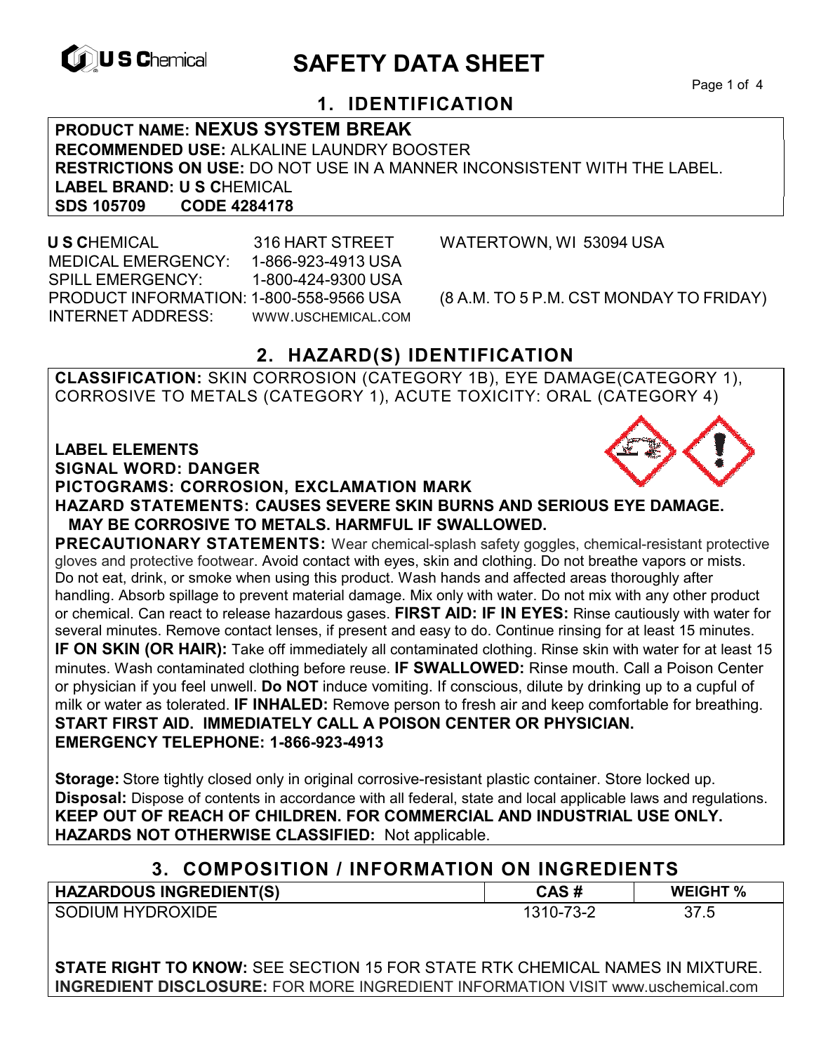U S Chemical

# SAFETY DATA SHEET

## 1. IDENTIFICATION

**PRODUCT NAME: NEXUS SYSTEM BREAK**
**RECOMMENDED USE:** ALKALINE LAUNDRY BOOSTER
**RESTRICTIONS ON USE:** DO NOT USE IN A MANNER INCONSISTENT WITH THE LABEL.
**LABEL BRAND: U S C**HEMICAL
**SDS 105709 CODE 4284178**

**U S C**HEMICAL 316 HART STREET WATERTOWN, WI 53094 USA
MEDICAL EMERGENCY: 1-866-923-4913 USA
SPILL EMERGENCY: 1-800-424-9300 USA
PRODUCT INFORMATION: 1-800-558-9566 USA (8 A.M. TO 5 P.M. CST MONDAY TO FRIDAY)
INTERNET ADDRESS: WWW.USCHEMICAL.COM

## 2. HAZARD(S) IDENTIFICATION

**CLASSIFICATION:** SKIN CORROSION (CATEGORY 1B), EYE DAMAGE(CATEGORY 1), CORROSIVE TO METALS (CATEGORY 1), ACUTE TOXICITY: ORAL (CATEGORY 4)

**LABEL ELEMENTS**
**SIGNAL WORD: DANGER**
**PICTOGRAMS: CORROSION, EXCLAMATION MARK**
**HAZARD STATEMENTS: CAUSES SEVERE SKIN BURNS AND SERIOUS EYE DAMAGE. MAY BE CORROSIVE TO METALS. HARMFUL IF SWALLOWED.**
**PRECAUTIONARY STATEMENTS:** Wear chemical-splash safety goggles, chemical-resistant protective gloves and protective footwear. Avoid contact with eyes, skin and clothing. Do not breathe vapors or mists. Do not eat, drink, or smoke when using this product. Wash hands and affected areas thoroughly after handling. Absorb spillage to prevent material damage. Mix only with water. Do not mix with any other product or chemical. Can react to release hazardous gases. **FIRST AID: IF IN EYES:** Rinse cautiously with water for several minutes. Remove contact lenses, if present and easy to do. Continue rinsing for at least 15 minutes. **IF ON SKIN (OR HAIR):** Take off immediately all contaminated clothing. Rinse skin with water for at least 15 minutes. Wash contaminated clothing before reuse. **IF SWALLOWED:** Rinse mouth. Call a Poison Center or physician if you feel unwell. **Do NOT** induce vomiting. If conscious, dilute by drinking up to a cupful of milk or water as tolerated. **IF INHALED:** Remove person to fresh air and keep comfortable for breathing.
**START FIRST AID. IMMEDIATELY CALL A POISON CENTER OR PHYSICIAN.**
**EMERGENCY TELEPHONE: 1-866-923-4913**

**Storage:** Store tightly closed only in original corrosive-resistant plastic container. Store locked up.
**Disposal:** Dispose of contents in accordance with all federal, state and local applicable laws and regulations.
**KEEP OUT OF REACH OF CHILDREN. FOR COMMERCIAL AND INDUSTRIAL USE ONLY.**
**HAZARDS NOT OTHERWISE CLASSIFIED:** Not applicable.

## 3. COMPOSITION / INFORMATION ON INGREDIENTS

| HAZARDOUS INGREDIENT(S) | CAS # | WEIGHT % |
|---|---|---|
| SODIUM HYDROXIDE | 1310-73-2 | 37.5 |

**STATE RIGHT TO KNOW:** SEE SECTION 15 FOR STATE RTK CHEMICAL NAMES IN MIXTURE.
**INGREDIENT DISCLOSURE:** FOR MORE INGREDIENT INFORMATION VISIT www.uschemical.com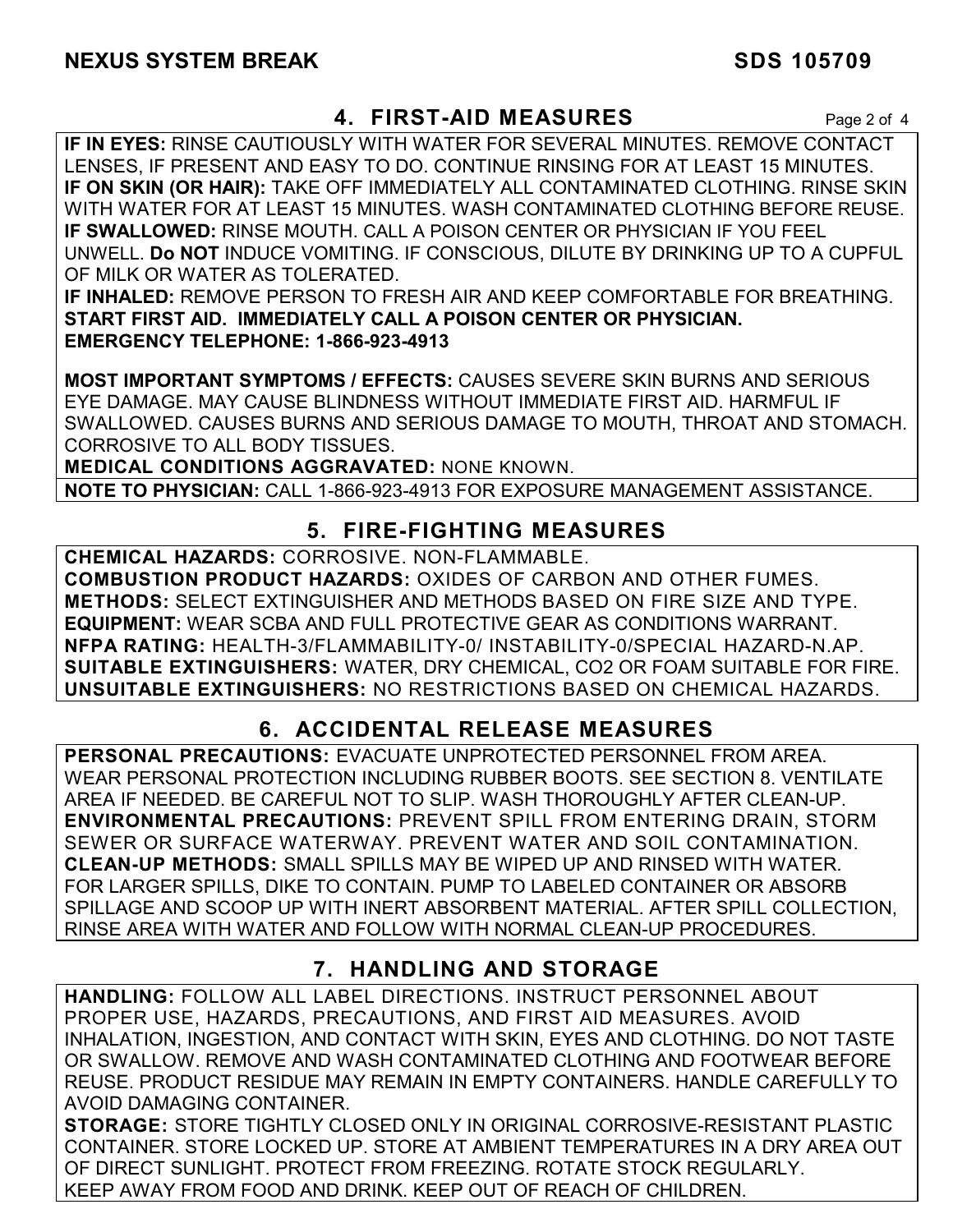## 4. FIRST-AID MEASURES

**IF IN EYES:** RINSE CAUTIOUSLY WITH WATER FOR SEVERAL MINUTES. REMOVE CONTACT LENSES, IF PRESENT AND EASY TO DO. CONTINUE RINSING FOR AT LEAST 15 MINUTES.
**IF ON SKIN (OR HAIR):** TAKE OFF IMMEDIATELY ALL CONTAMINATED CLOTHING. RINSE SKIN WITH WATER FOR AT LEAST 15 MINUTES. WASH CONTAMINATED CLOTHING BEFORE REUSE.
**IF SWALLOWED:** RINSE MOUTH. CALL A POISON CENTER OR PHYSICIAN IF YOU FEEL UNWELL. **Do NOT** INDUCE VOMITING. IF CONSCIOUS, DILUTE BY DRINKING UP TO A CUPFUL OF MILK OR WATER AS TOLERATED.
**IF INHALED:** REMOVE PERSON TO FRESH AIR AND KEEP COMFORTABLE FOR BREATHING.
**START FIRST AID. IMMEDIATELY CALL A POISON CENTER OR PHYSICIAN.**
**EMERGENCY TELEPHONE: 1-866-923-4913**

**MOST IMPORTANT SYMPTOMS / EFFECTS:** CAUSES SEVERE SKIN BURNS AND SERIOUS EYE DAMAGE. MAY CAUSE BLINDNESS WITHOUT IMMEDIATE FIRST AID. HARMFUL IF SWALLOWED. CAUSES BURNS AND SERIOUS DAMAGE TO MOUTH, THROAT AND STOMACH. CORROSIVE TO ALL BODY TISSUES.
**MEDICAL CONDITIONS AGGRAVATED:** NONE KNOWN.

**NOTE TO PHYSICIAN:** CALL 1-866-923-4913 FOR EXPOSURE MANAGEMENT ASSISTANCE.

## 5. FIRE-FIGHTING MEASURES

**CHEMICAL HAZARDS:** CORROSIVE. NON-FLAMMABLE.
**COMBUSTION PRODUCT HAZARDS:** OXIDES OF CARBON AND OTHER FUMES.
**METHODS:** SELECT EXTINGUISHER AND METHODS BASED ON FIRE SIZE AND TYPE.
**EQUIPMENT:** WEAR SCBA AND FULL PROTECTIVE GEAR AS CONDITIONS WARRANT.
**NFPA RATING:** HEALTH-3/FLAMMABILITY-0/ INSTABILITY-0/SPECIAL HAZARD-N.AP.
**SUITABLE EXTINGUISHERS:** WATER, DRY CHEMICAL, CO2 OR FOAM SUITABLE FOR FIRE.
**UNSUITABLE EXTINGUISHERS:** NO RESTRICTIONS BASED ON CHEMICAL HAZARDS.

## 6. ACCIDENTAL RELEASE MEASURES

**PERSONAL PRECAUTIONS:** EVACUATE UNPROTECTED PERSONNEL FROM AREA. WEAR PERSONAL PROTECTION INCLUDING RUBBER BOOTS. SEE SECTION 8. VENTILATE AREA IF NEEDED. BE CAREFUL NOT TO SLIP. WASH THOROUGHLY AFTER CLEAN-UP.
**ENVIRONMENTAL PRECAUTIONS:** PREVENT SPILL FROM ENTERING DRAIN, STORM SEWER OR SURFACE WATERWAY. PREVENT WATER AND SOIL CONTAMINATION.
**CLEAN-UP METHODS:** SMALL SPILLS MAY BE WIPED UP AND RINSED WITH WATER. FOR LARGER SPILLS, DIKE TO CONTAIN. PUMP TO LABELED CONTAINER OR ABSORB SPILLAGE AND SCOOP UP WITH INERT ABSORBENT MATERIAL. AFTER SPILL COLLECTION, RINSE AREA WITH WATER AND FOLLOW WITH NORMAL CLEAN-UP PROCEDURES.

## 7. HANDLING AND STORAGE

**HANDLING:** FOLLOW ALL LABEL DIRECTIONS. INSTRUCT PERSONNEL ABOUT PROPER USE, HAZARDS, PRECAUTIONS, AND FIRST AID MEASURES. AVOID INHALATION, INGESTION, AND CONTACT WITH SKIN, EYES AND CLOTHING. DO NOT TASTE OR SWALLOW. REMOVE AND WASH CONTAMINATED CLOTHING AND FOOTWEAR BEFORE REUSE. PRODUCT RESIDUE MAY REMAIN IN EMPTY CONTAINERS. HANDLE CAREFULLY TO AVOID DAMAGING CONTAINER.
**STORAGE:** STORE TIGHTLY CLOSED ONLY IN ORIGINAL CORROSIVE-RESISTANT PLASTIC CONTAINER. STORE LOCKED UP. STORE AT AMBIENT TEMPERATURES IN A DRY AREA OUT OF DIRECT SUNLIGHT. PROTECT FROM FREEZING. ROTATE STOCK REGULARLY. KEEP AWAY FROM FOOD AND DRINK. KEEP OUT OF REACH OF CHILDREN.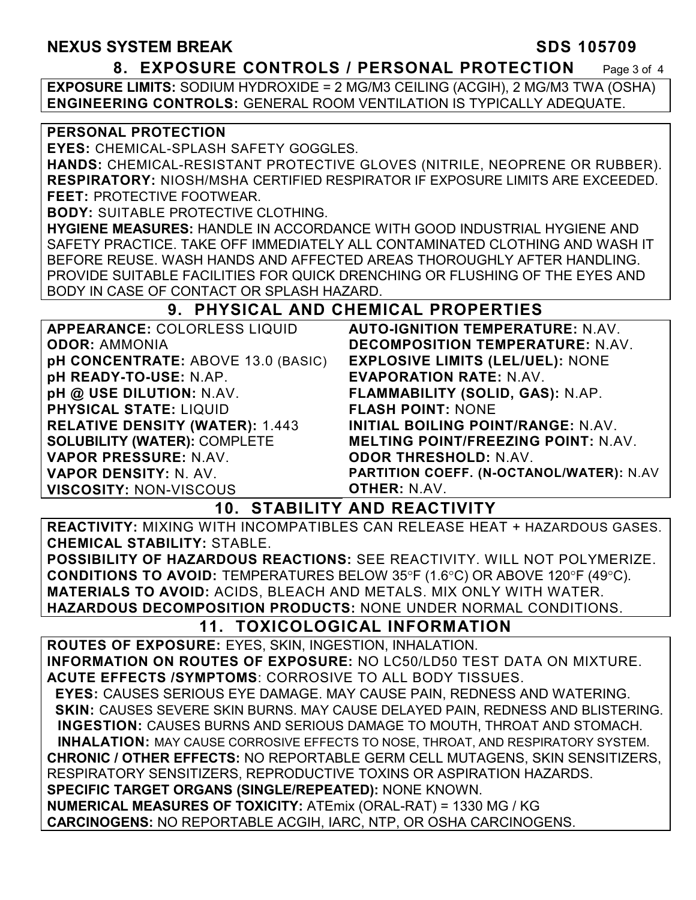## 8. EXPOSURE CONTROLS / PERSONAL PROTECTION

**EXPOSURE LIMITS:** SODIUM HYDROXIDE = 2 MG/M3 CEILING (ACGIH), 2 MG/M3 TWA (OSHA)
**ENGINEERING CONTROLS:** GENERAL ROOM VENTILATION IS TYPICALLY ADEQUATE.

**PERSONAL PROTECTION**
**EYES:** CHEMICAL-SPLASH SAFETY GOGGLES.
**HANDS:** CHEMICAL-RESISTANT PROTECTIVE GLOVES (NITRILE, NEOPRENE OR RUBBER).
**RESPIRATORY:** NIOSH/MSHA CERTIFIED RESPIRATOR IF EXPOSURE LIMITS ARE EXCEEDED.
**FEET:** PROTECTIVE FOOTWEAR.
**BODY:** SUITABLE PROTECTIVE CLOTHING.
**HYGIENE MEASURES:** HANDLE IN ACCORDANCE WITH GOOD INDUSTRIAL HYGIENE AND SAFETY PRACTICE. TAKE OFF IMMEDIATELY ALL CONTAMINATED CLOTHING AND WASH IT BEFORE REUSE. WASH HANDS AND AFFECTED AREAS THOROUGHLY AFTER HANDLING. PROVIDE SUITABLE FACILITIES FOR QUICK DRENCHING OR FLUSHING OF THE EYES AND BODY IN CASE OF CONTACT OR SPLASH HAZARD.

## 9. PHYSICAL AND CHEMICAL PROPERTIES

**APPEARANCE:** COLORLESS LIQUID
**ODOR:** AMMONIA
**pH CONCENTRATE:** ABOVE 13.0 (BASIC)
**pH READY-TO-USE:** N.AP.
**pH @ USE DILUTION:** N.AV.
**PHYSICAL STATE:** LIQUID
**RELATIVE DENSITY (WATER):** 1.443
**SOLUBILITY (WATER):** COMPLETE
**VAPOR PRESSURE:** N.AV.
**VAPOR DENSITY:** N. AV.
**VISCOSITY:** NON-VISCOUS
**AUTO-IGNITION TEMPERATURE:** N.AV.
**DECOMPOSITION TEMPERATURE:** N.AV.
**EXPLOSIVE LIMITS (LEL/UEL):** NONE
**EVAPORATION RATE:** N.AV.
**FLAMMABILITY (SOLID, GAS):** N.AP.
**FLASH POINT:** NONE
**INITIAL BOILING POINT/RANGE:** N.AV.
**MELTING POINT/FREEZING POINT:** N.AV.
**ODOR THRESHOLD:** N.AV.
**PARTITION COEFF. (N-OCTANOL/WATER):** N.AV
**OTHER:** N.AV.

## 10. STABILITY AND REACTIVITY

**REACTIVITY:** MIXING WITH INCOMPATIBLES CAN RELEASE HEAT + HAZARDOUS GASES.
**CHEMICAL STABILITY:** STABLE.
**POSSIBILITY OF HAZARDOUS REACTIONS:** SEE REACTIVITY. WILL NOT POLYMERIZE.
**CONDITIONS TO AVOID:** TEMPERATURES BELOW 35°F (1.6°C) OR ABOVE 120°F (49°C).
**MATERIALS TO AVOID:** ACIDS, BLEACH AND METALS. MIX ONLY WITH WATER.
**HAZARDOUS DECOMPOSITION PRODUCTS:** NONE UNDER NORMAL CONDITIONS.

## 11. TOXICOLOGICAL INFORMATION

**ROUTES OF EXPOSURE:** EYES, SKIN, INGESTION, INHALATION.
**INFORMATION ON ROUTES OF EXPOSURE:** NO LC50/LD50 TEST DATA ON MIXTURE.
**ACUTE EFFECTS /SYMPTOMS**: CORROSIVE TO ALL BODY TISSUES.
**EYES:** CAUSES SERIOUS EYE DAMAGE. MAY CAUSE PAIN, REDNESS AND WATERING.
**SKIN:** CAUSES SEVERE SKIN BURNS. MAY CAUSE DELAYED PAIN, REDNESS AND BLISTERING.
**INGESTION:** CAUSES BURNS AND SERIOUS DAMAGE TO MOUTH, THROAT AND STOMACH.
**INHALATION:** MAY CAUSE CORROSIVE EFFECTS TO NOSE, THROAT, AND RESPIRATORY SYSTEM.
**CHRONIC / OTHER EFFECTS:** NO REPORTABLE GERM CELL MUTAGENS, SKIN SENSITIZERS, RESPIRATORY SENSITIZERS, REPRODUCTIVE TOXINS OR ASPIRATION HAZARDS.
**SPECIFIC TARGET ORGANS (SINGLE/REPEATED):** NONE KNOWN.
**NUMERICAL MEASURES OF TOXICITY:** ATEmix (ORAL-RAT) = 1330 MG / KG
**CARCINOGENS:** NO REPORTABLE ACGIH, IARC, NTP, OR OSHA CARCINOGENS.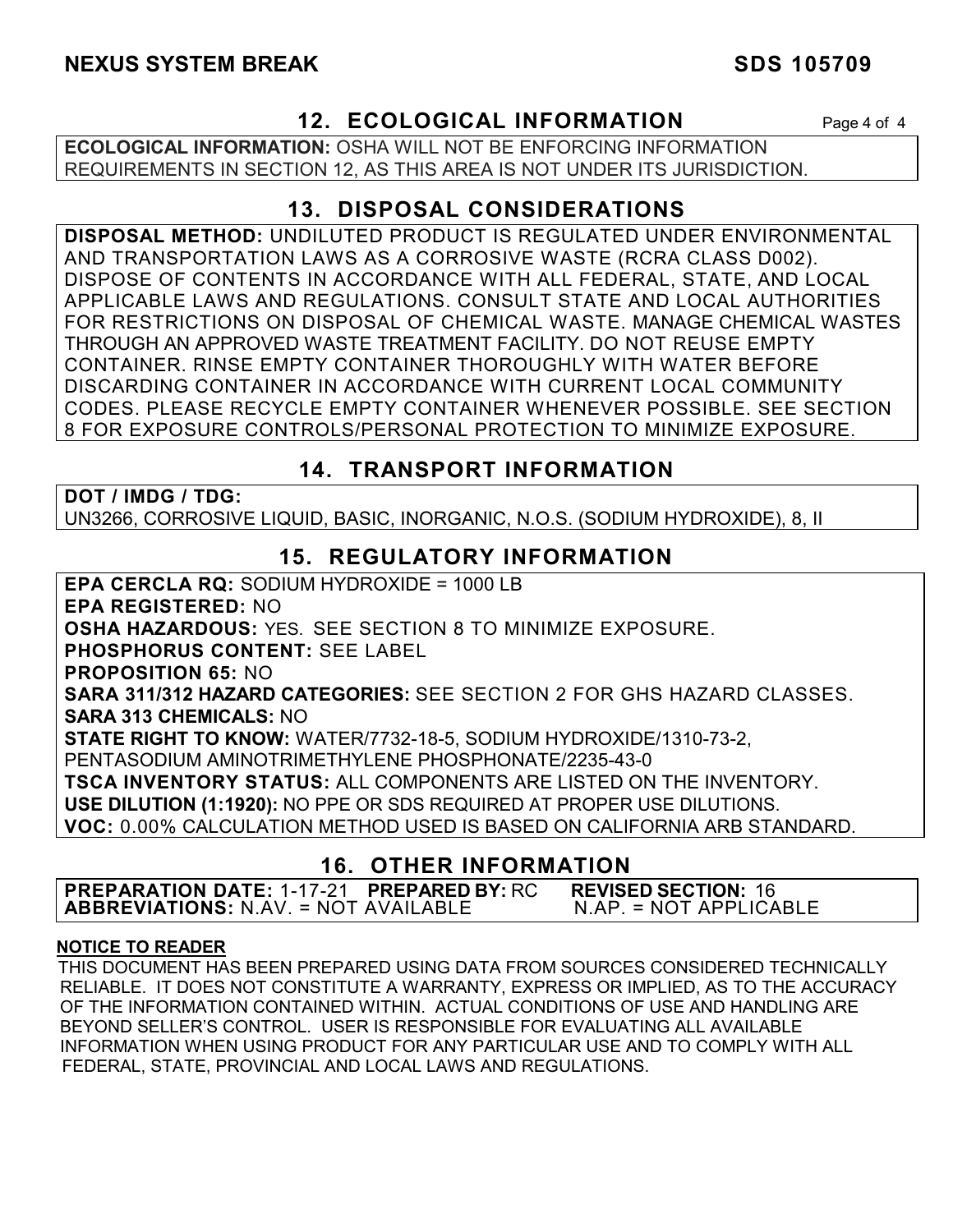## 12. ECOLOGICAL INFORMATION

**ECOLOGICAL INFORMATION:** OSHA WILL NOT BE ENFORCING INFORMATION REQUIREMENTS IN SECTION 12, AS THIS AREA IS NOT UNDER ITS JURISDICTION.

## 13. DISPOSAL CONSIDERATIONS

**DISPOSAL METHOD:** UNDILUTED PRODUCT IS REGULATED UNDER ENVIRONMENTAL AND TRANSPORTATION LAWS AS A CORROSIVE WASTE (RCRA CLASS D002). DISPOSE OF CONTENTS IN ACCORDANCE WITH ALL FEDERAL, STATE, AND LOCAL APPLICABLE LAWS AND REGULATIONS. CONSULT STATE AND LOCAL AUTHORITIES FOR RESTRICTIONS ON DISPOSAL OF CHEMICAL WASTE. MANAGE CHEMICAL WASTES THROUGH AN APPROVED WASTE TREATMENT FACILITY. DO NOT REUSE EMPTY CONTAINER. RINSE EMPTY CONTAINER THOROUGHLY WITH WATER BEFORE DISCARDING CONTAINER IN ACCORDANCE WITH CURRENT LOCAL COMMUNITY CODES. PLEASE RECYCLE EMPTY CONTAINER WHENEVER POSSIBLE. SEE SECTION 8 FOR EXPOSURE CONTROLS/PERSONAL PROTECTION TO MINIMIZE EXPOSURE.

## 14. TRANSPORT INFORMATION

**DOT / IMDG / TDG:**
UN3266, CORROSIVE LIQUID, BASIC, INORGANIC, N.O.S. (SODIUM HYDROXIDE), 8, II

## 15. REGULATORY INFORMATION

**EPA CERCLA RQ:** SODIUM HYDROXIDE = 1000 LB
**EPA REGISTERED:** NO
**OSHA HAZARDOUS:** YES. SEE SECTION 8 TO MINIMIZE EXPOSURE.
**PHOSPHORUS CONTENT:** SEE LABEL
**PROPOSITION 65:** NO
**SARA 311/312 HAZARD CATEGORIES:** SEE SECTION 2 FOR GHS HAZARD CLASSES.
**SARA 313 CHEMICALS:** NO
**STATE RIGHT TO KNOW:** WATER/7732-18-5, SODIUM HYDROXIDE/1310-73-2, PENTASODIUM AMINOTRIMETHYLENE PHOSPHONATE/2235-43-0
**TSCA INVENTORY STATUS:** ALL COMPONENTS ARE LISTED ON THE INVENTORY.
**USE DILUTION (1:1920):** NO PPE OR SDS REQUIRED AT PROPER USE DILUTIONS.
**VOC:** 0.00% CALCULATION METHOD USED IS BASED ON CALIFORNIA ARB STANDARD.

## 16. OTHER INFORMATION

**PREPARATION DATE:** 1-17-21 **PREPARED BY:** RC **REVISED SECTION:** 16
**ABBREVIATIONS:** N.AV. = NOT AVAILABLE N.AP. = NOT APPLICABLE

**NOTICE TO READER**

THIS DOCUMENT HAS BEEN PREPARED USING DATA FROM SOURCES CONSIDERED TECHNICALLY RELIABLE. IT DOES NOT CONSTITUTE A WARRANTY, EXPRESS OR IMPLIED, AS TO THE ACCURACY OF THE INFORMATION CONTAINED WITHIN. ACTUAL CONDITIONS OF USE AND HANDLING ARE BEYOND SELLER'S CONTROL. USER IS RESPONSIBLE FOR EVALUATING ALL AVAILABLE INFORMATION WHEN USING PRODUCT FOR ANY PARTICULAR USE AND TO COMPLY WITH ALL FEDERAL, STATE, PROVINCIAL AND LOCAL LAWS AND REGULATIONS.